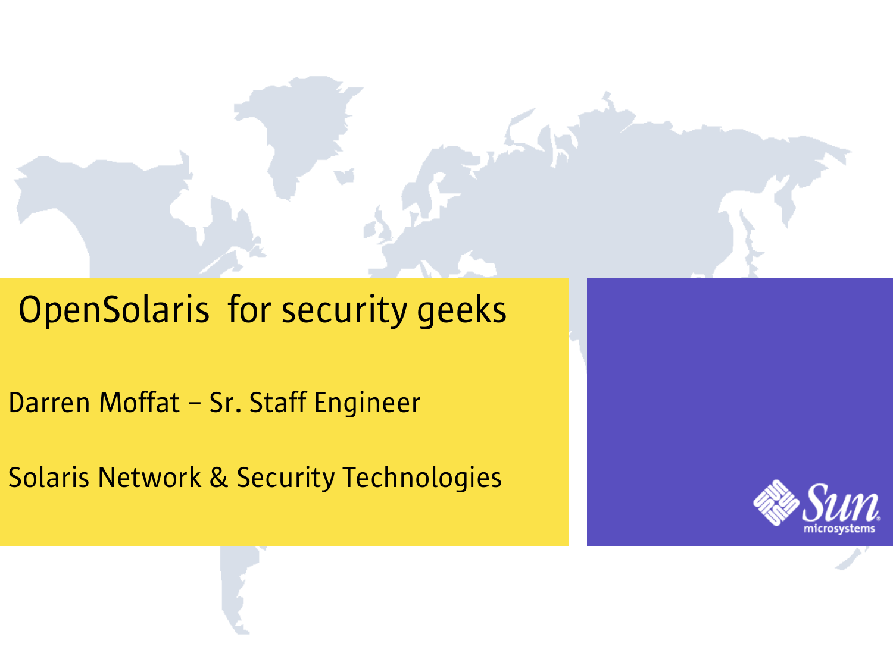# OpenSolaris  for security geeks

Darren Moffat – Sr. Staff Engineer

Solaris Network & Security Technologies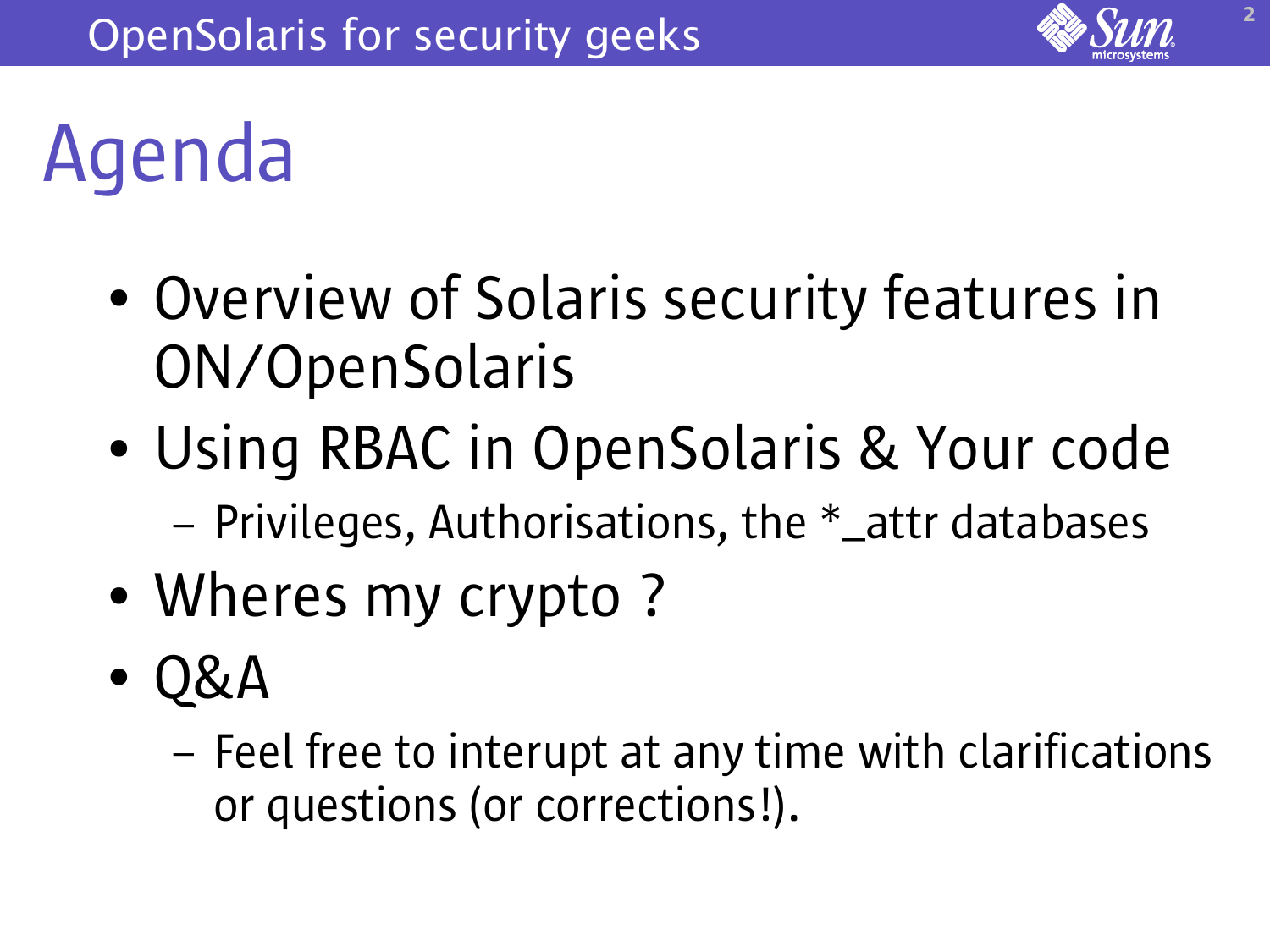# Agenda

- Overview of Solaris security features in ON/OpenSolaris
- Using RBAC in OpenSolaris & Your code
  - Privileges, Authorisations, the *_attr databases
- Wheres my crypto ?
- Q&A
  - Feel free to interupt at any time with clarifications or questions (or corrections!).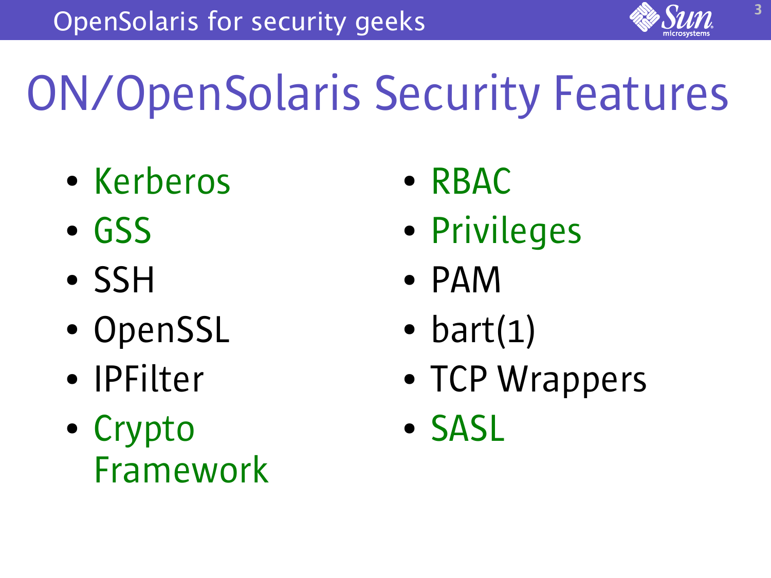# ON/OpenSolaris Security Features

- Kerberos
- GSS
- SSH
- OpenSSL
- IPFilter
- Crypto Framework
- RBAC
- Privileges
- PAM
- bart(1)
- TCP Wrappers
- SASL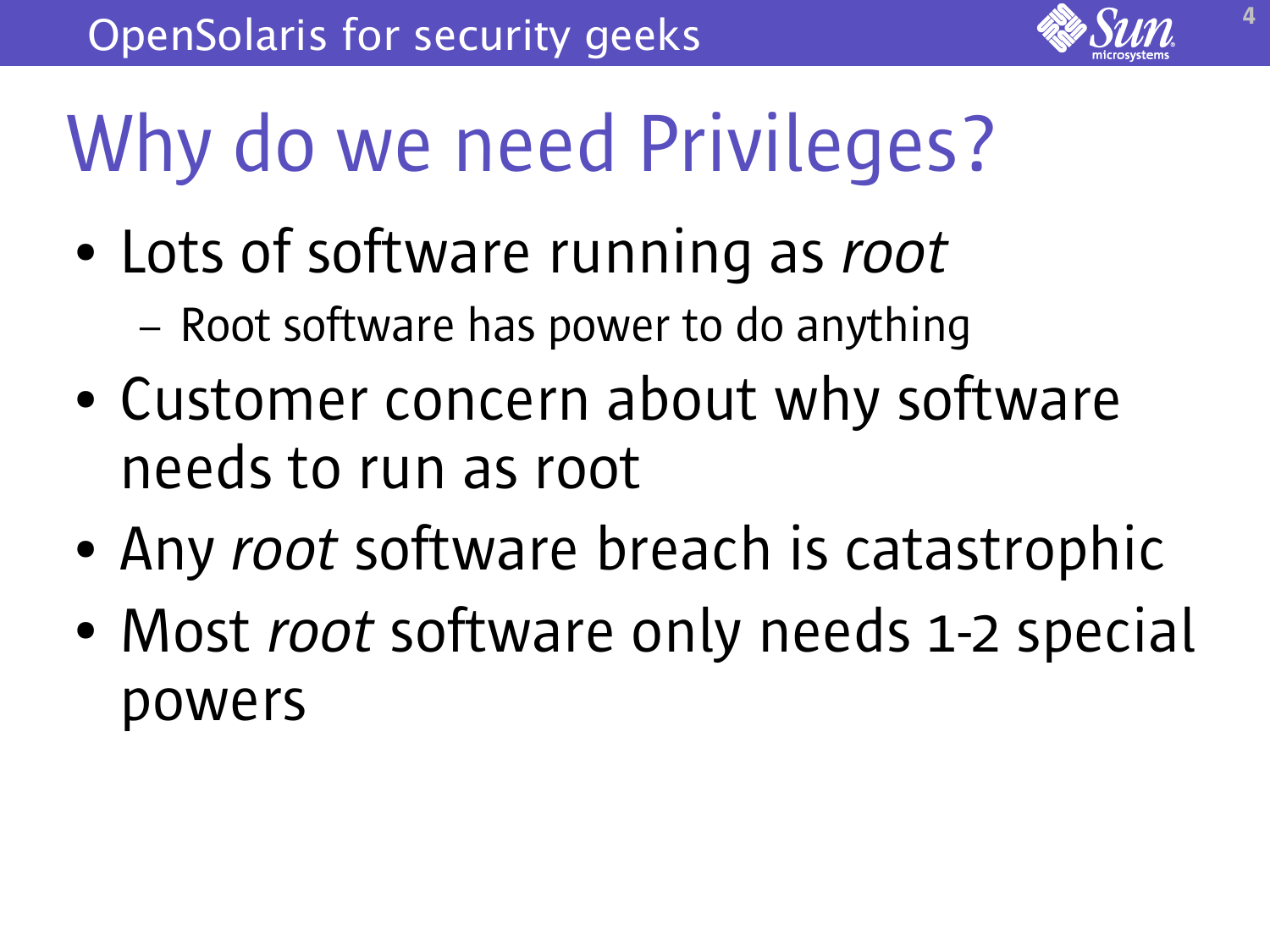# Why do we need Privileges?

- Lots of software running as *root*
  - Root software has power to do anything
- Customer concern about why software needs to run as root
- Any *root* software breach is catastrophic
- Most *root* software only needs 1-2 special powers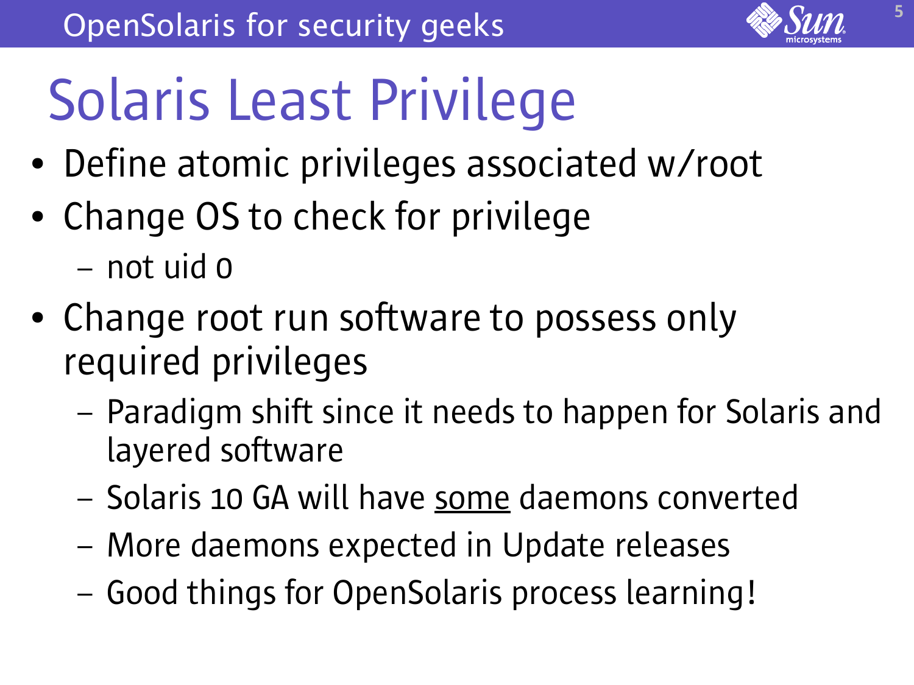# Solaris Least Privilege

- Define atomic privileges associated w/root
- Change OS to check for privilege
  - not uid 0
- Change root run software to possess only required privileges
  - Paradigm shift since it needs to happen for Solaris and layered software
  - Solaris 10 GA will have <u>some</u> daemons converted
  - More daemons expected in Update releases
  - Good things for OpenSolaris process learning!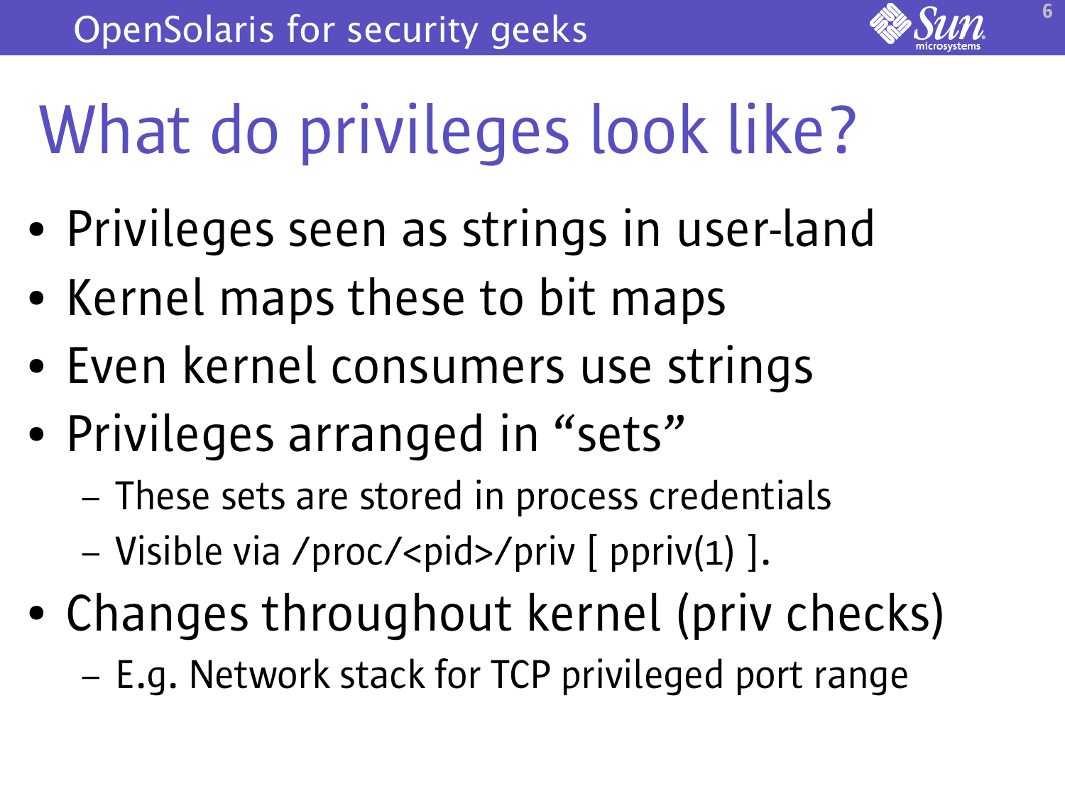# What do privileges look like?

- Privileges seen as strings in user-land
- Kernel maps these to bit maps
- Even kernel consumers use strings
- Privileges arranged in "sets"
  - These sets are stored in process credentials
  - Visible via /proc/<pid>/priv [ ppriv(1) ].
- Changes throughout kernel (priv checks)
  - E.g. Network stack for TCP privileged port range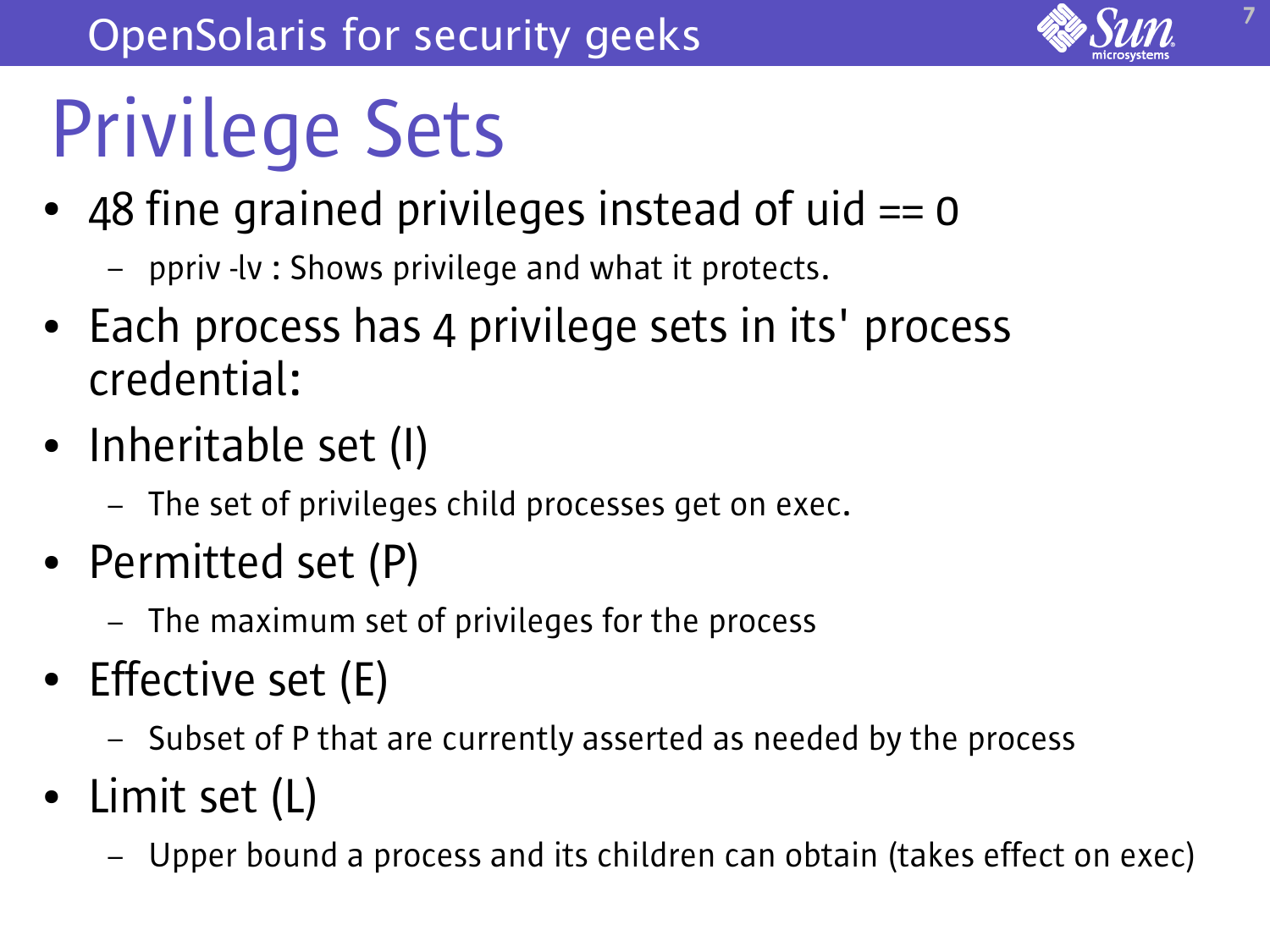# Privilege Sets

- 48 fine grained privileges instead of uid == 0
  - ppriv -lv : Shows privilege and what it protects.
- Each process has 4 privilege sets in its' process credential:
- Inheritable set (I)
  - The set of privileges child processes get on exec.
- Permitted set (P)
  - The maximum set of privileges for the process
- Effective set (E)
  - Subset of P that are currently asserted as needed by the process
- Limit set (L)
  - Upper bound a process and its children can obtain (takes effect on exec)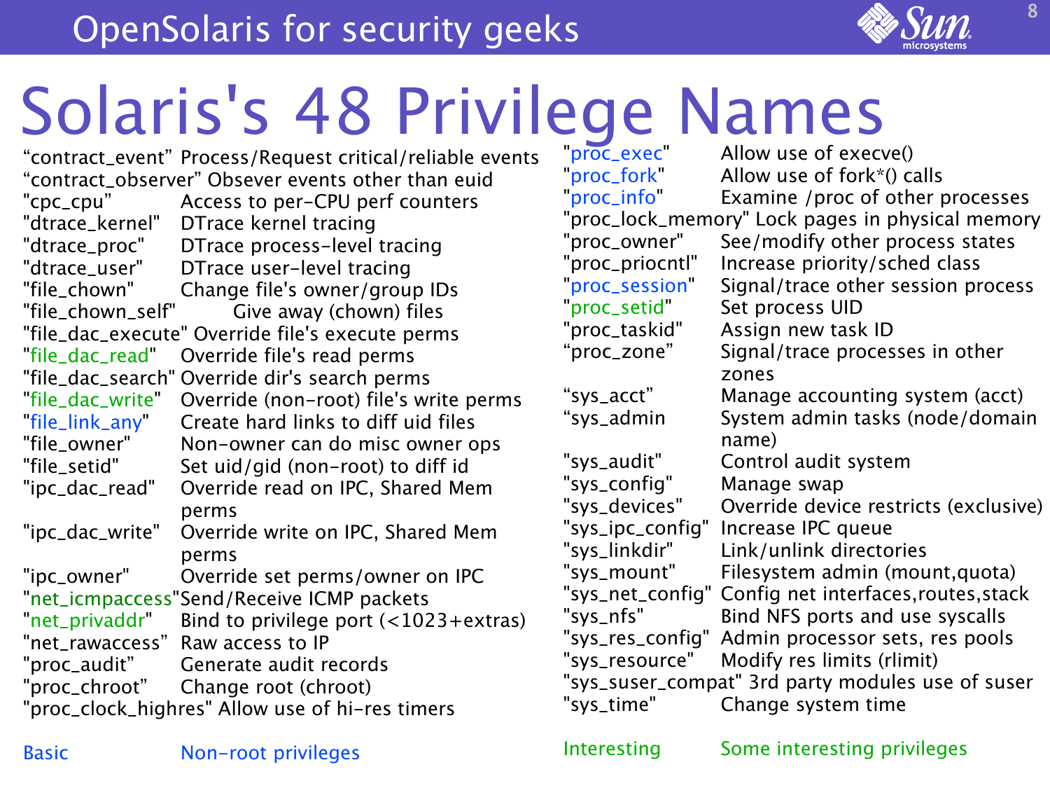# Solaris's 48 Privilege Names

| Privilege | Description |
|---|---|
| "contract_event" | Process/Request critical/reliable events |
| "contract_observer" | Obsever events other than euid |
| "cpc_cpu" | Access to per-CPU perf counters |
| "dtrace_kernel" | DTrace kernel tracing |
| "dtrace_proc" | DTrace process-level tracing |
| "dtrace_user" | DTrace user-level tracing |
| "file_chown" | Change file's owner/group IDs |
| "file_chown_self" | Give away (chown) files |
| "file_dac_execute" | Override file's execute perms |
| "file_dac_read" | Override file's read perms |
| "file_dac_search" | Override dir's search perms |
| "file_dac_write" | Override (non-root) file's write perms |
| "file_link_any" | Create hard links to diff uid files |
| "file_owner" | Non-owner can do misc owner ops |
| "file_setid" | Set uid/gid (non-root) to diff id |
| "ipc_dac_read" | Override read on IPC, Shared Mem perms |
| "ipc_dac_write" | Override write on IPC, Shared Mem perms |
| "ipc_owner" | Override set perms/owner on IPC |
| "net_icmpaccess" | Send/Receive ICMP packets |
| "net_privaddr" | Bind to privilege port (<1023+extras) |
| "net_rawaccess" | Raw access to IP |
| "proc_audit" | Generate audit records |
| "proc_chroot" | Change root (chroot) |
| "proc_clock_highres" | Allow use of hi-res timers |
| "proc_exec" | Allow use of execve() |
| "proc_fork" | Allow use of fork*() calls |
| "proc_info" | Examine /proc of other processes |
| "proc_lock_memory" | Lock pages in physical memory |
| "proc_owner" | See/modify other process states |
| "proc_priocntl" | Increase priority/sched class |
| "proc_session" | Signal/trace other session process |
| "proc_setid" | Set process UID |
| "proc_taskid" | Assign new task ID |
| "proc_zone" | Signal/trace processes in other zones |
| "sys_acct" | Manage accounting system (acct) |
| "sys_admin | System admin tasks (node/domain name) |
| "sys_audit" | Control audit system |
| "sys_config" | Manage swap |
| "sys_devices" | Override device restricts (exclusive) |
| "sys_ipc_config" | Increase IPC queue |
| "sys_linkdir" | Link/unlink directories |
| "sys_mount" | Filesystem admin (mount,quota) |
| "sys_net_config" | Config net interfaces,routes,stack |
| "sys_nfs" | Bind NFS ports and use syscalls |
| "sys_res_config" | Admin processor sets, res pools |
| "sys_resource" | Modify res limits (rlimit) |
| "sys_suser_compat" | 3rd party modules use of suser |
| "sys_time" | Change system time |

| Legend | |
|---|---|
| Basic | Non-root privileges |
| Interesting | Some interesting privileges |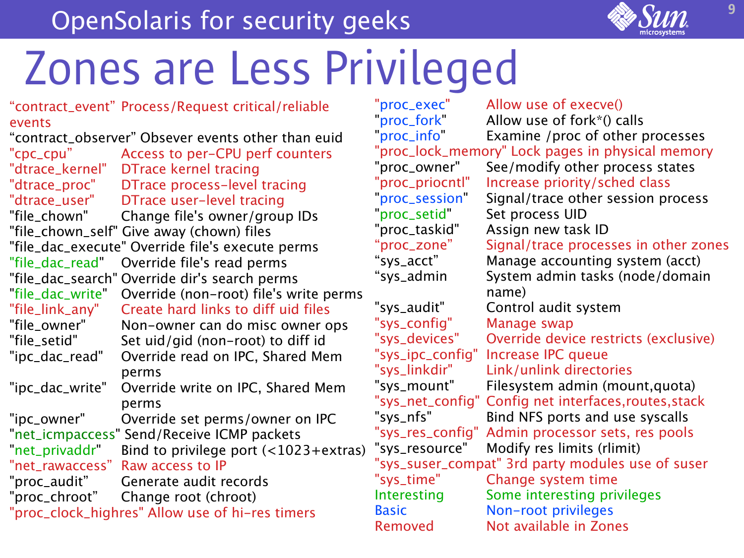# Zones are Less Privileged

| Privilege | Description |
|---|---|
| "contract_event" | Process/Request critical/reliable events |
| "contract_observer" | Obsever events other than euid |
| "cpc_cpu" | Access to per-CPU perf counters |
| "dtrace_kernel" | DTrace kernel tracing |
| "dtrace_proc" | DTrace process-level tracing |
| "dtrace_user" | DTrace user-level tracing |
| "file_chown" | Change file's owner/group IDs |
| "file_chown_self" | Give away (chown) files |
| "file_dac_execute" | Override file's execute perms |
| "file_dac_read" | Override file's read perms |
| "file_dac_search" | Override dir's search perms |
| "file_dac_write" | Override (non-root) file's write perms |
| "file_link_any" | Create hard links to diff uid files |
| "file_owner" | Non-owner can do misc owner ops |
| "file_setid" | Set uid/gid (non-root) to diff id |
| "ipc_dac_read" | Override read on IPC, Shared Mem perms |
| "ipc_dac_write" | Override write on IPC, Shared Mem perms |
| "ipc_owner" | Override set perms/owner on IPC |
| "net_icmpaccess" | Send/Receive ICMP packets |
| "net_privaddr" | Bind to privilege port (<1023+extras) |
| "net_rawaccess" | Raw access to IP |
| "proc_audit" | Generate audit records |
| "proc_chroot" | Change root (chroot) |
| "proc_clock_highres" | Allow use of hi-res timers |
| "proc_exec" | Allow use of execve() |
| "proc_fork" | Allow use of fork*() calls |
| "proc_info" | Examine /proc of other processes |
| "proc_lock_memory" | Lock pages in physical memory |
| "proc_owner" | See/modify other process states |
| "proc_priocntl" | Increase priority/sched class |
| "proc_session" | Signal/trace other session process |
| "proc_setid" | Set process UID |
| "proc_taskid" | Assign new task ID |
| "proc_zone" | Signal/trace processes in other zones |
| "sys_acct" | Manage accounting system (acct) |
| "sys_admin | System admin tasks (node/domain name) |
| "sys_audit" | Control audit system |
| "sys_config" | Manage swap |
| "sys_devices" | Override device restricts (exclusive) |
| "sys_ipc_config" | Increase IPC queue |
| "sys_linkdir" | Link/unlink directories |
| "sys_mount" | Filesystem admin (mount,quota) |
| "sys_net_config" | Config net interfaces,routes,stack |
| "sys_nfs" | Bind NFS ports and use syscalls |
| "sys_res_config" | Admin processor sets, res pools |
| "sys_resource" | Modify res limits (rlimit) |
| "sys_suser_compat" | 3rd party modules use of suser |
| "sys_time" | Change system time |

| Legend | Meaning |
|---|---|
| Interesting | Some interesting privileges |
| Basic | Non-root privileges |
| Removed | Not available in Zones |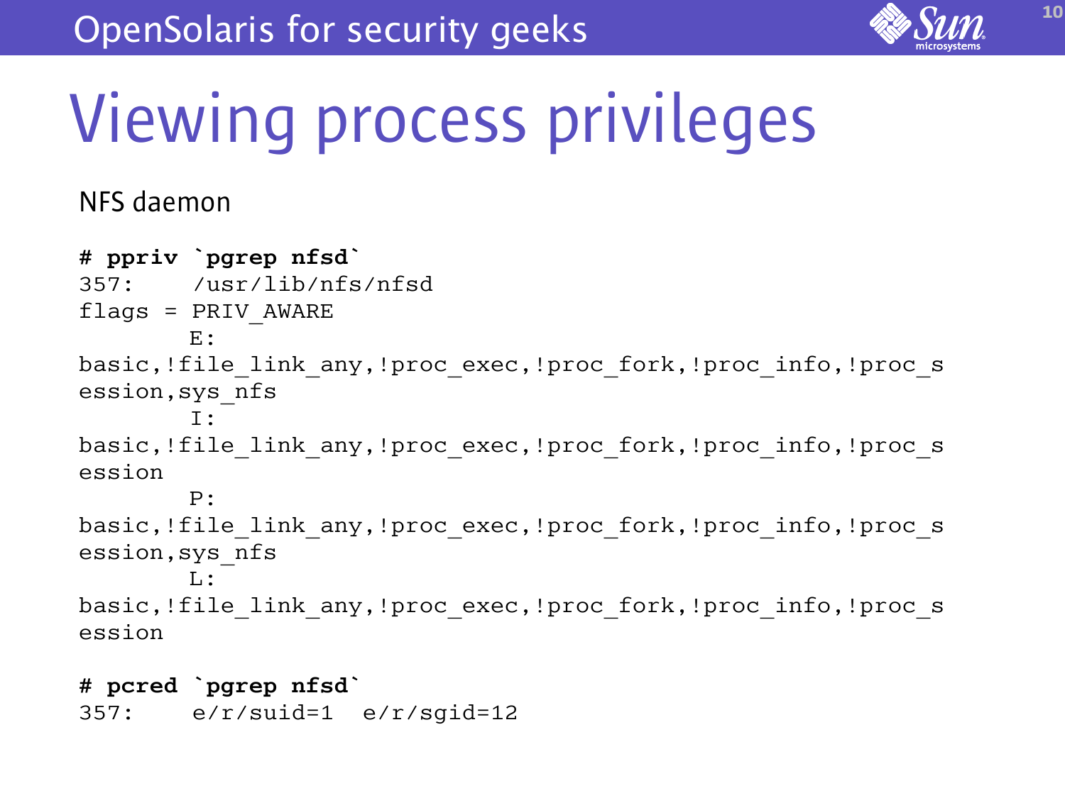# Viewing process privileges

NFS daemon

```
# ppriv `pgrep nfsd`
357:    /usr/lib/nfs/nfsd
flags = PRIV_AWARE
        E:
basic,!file_link_any,!proc_exec,!proc_fork,!proc_info,!proc_s
ession,sys_nfs
        I:
basic,!file_link_any,!proc_exec,!proc_fork,!proc_info,!proc_s
ession
        P:
basic,!file_link_any,!proc_exec,!proc_fork,!proc_info,!proc_s
ession,sys_nfs
        L:
basic,!file_link_any,!proc_exec,!proc_fork,!proc_info,!proc_s
ession

# pcred `pgrep nfsd`
357:    e/r/suid=1  e/r/sgid=12
```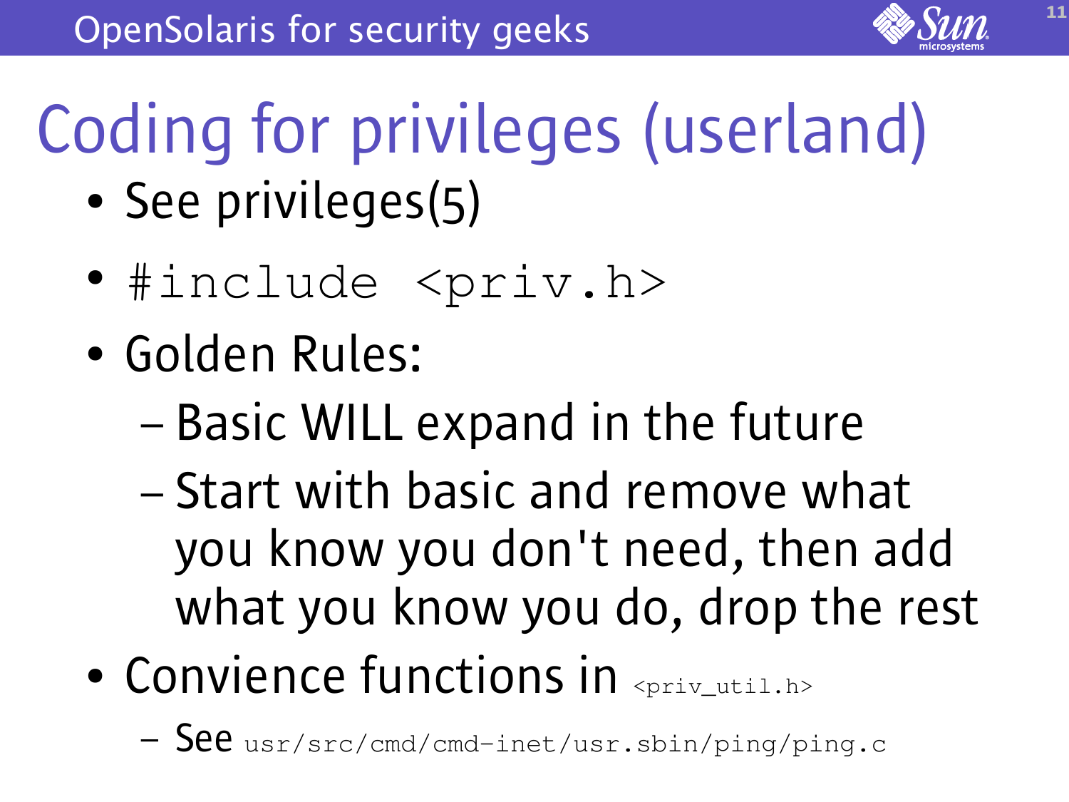# Coding for privileges (userland)

- See privileges(5)
- `#include <priv.h>`
- Golden Rules:
  - Basic WILL expand in the future
  - Start with basic and remove what you know you don't need, then add what you know you do, drop the rest
- Convience functions in `<priv_util.h>`
  - See `usr/src/cmd/cmd-inet/usr.sbin/ping/ping.c`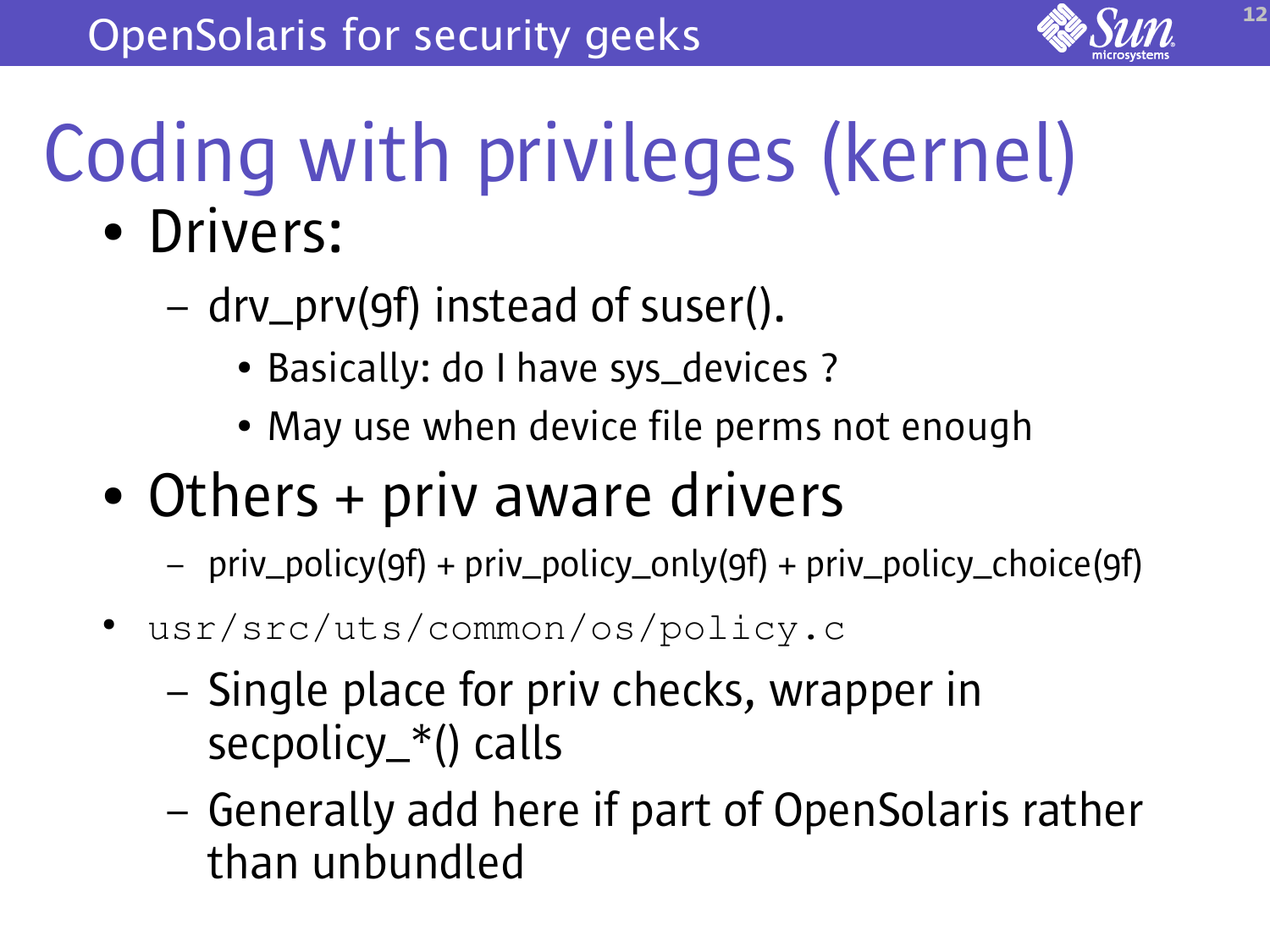# Coding with privileges (kernel)

- Drivers:
  - drv_prv(9f) instead of suser().
    - Basically: do I have sys_devices ?
    - May use when device file perms not enough
- Others + priv aware drivers
  - priv_policy(9f) + priv_policy_only(9f) + priv_policy_choice(9f)
- `usr/src/uts/common/os/policy.c`
  - Single place for priv checks, wrapper in secpolicy_*() calls
  - Generally add here if part of OpenSolaris rather than unbundled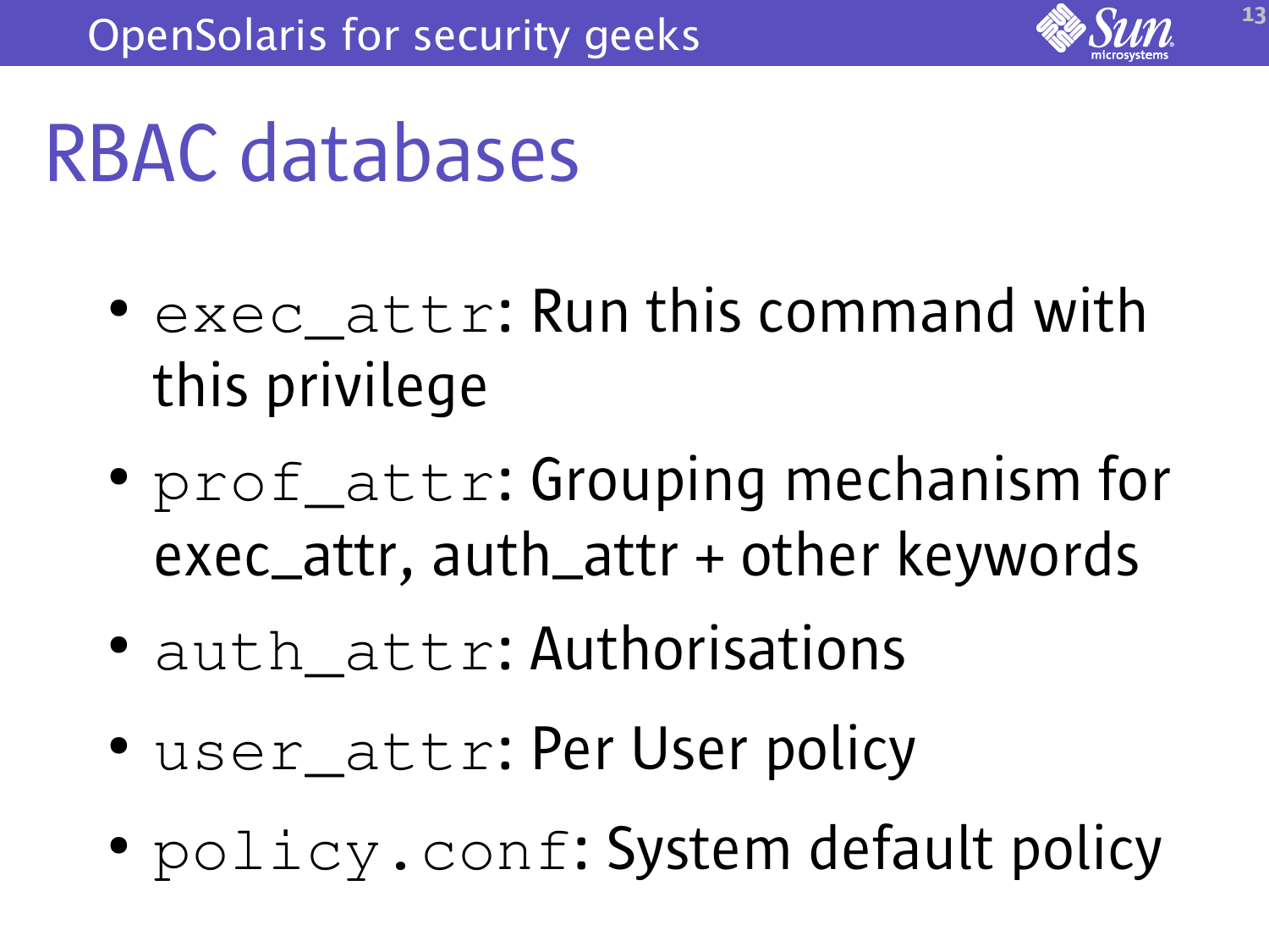# RBAC databases

- `exec_attr`: Run this command with this privilege
- `prof_attr`: Grouping mechanism for exec_attr, auth_attr + other keywords
- `auth_attr`: Authorisations
- `user_attr`: Per User policy
- `policy.conf`: System default policy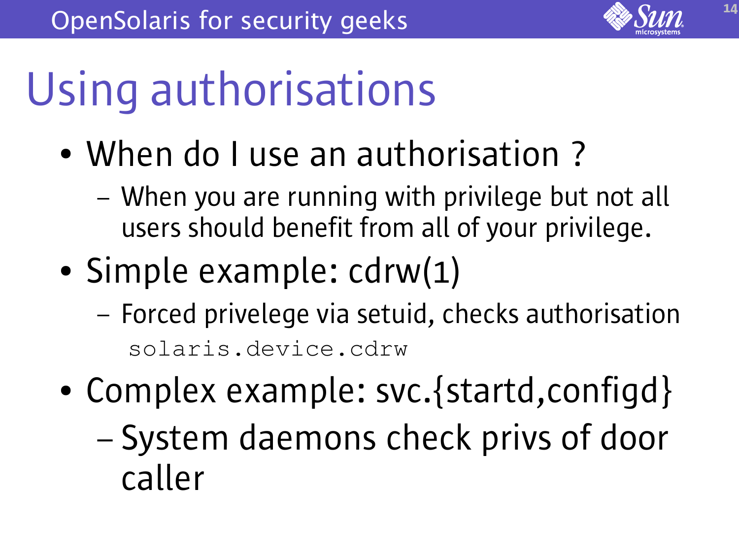# Using authorisations

- When do I use an authorisation ?
  - When you are running with privilege but not all users should benefit from all of your privilege.
- Simple example: cdrw(1)
  - Forced privelege via setuid, checks authorisation `solaris.device.cdrw`
- Complex example: svc.{startd,configd}
  - System daemons check privs of door caller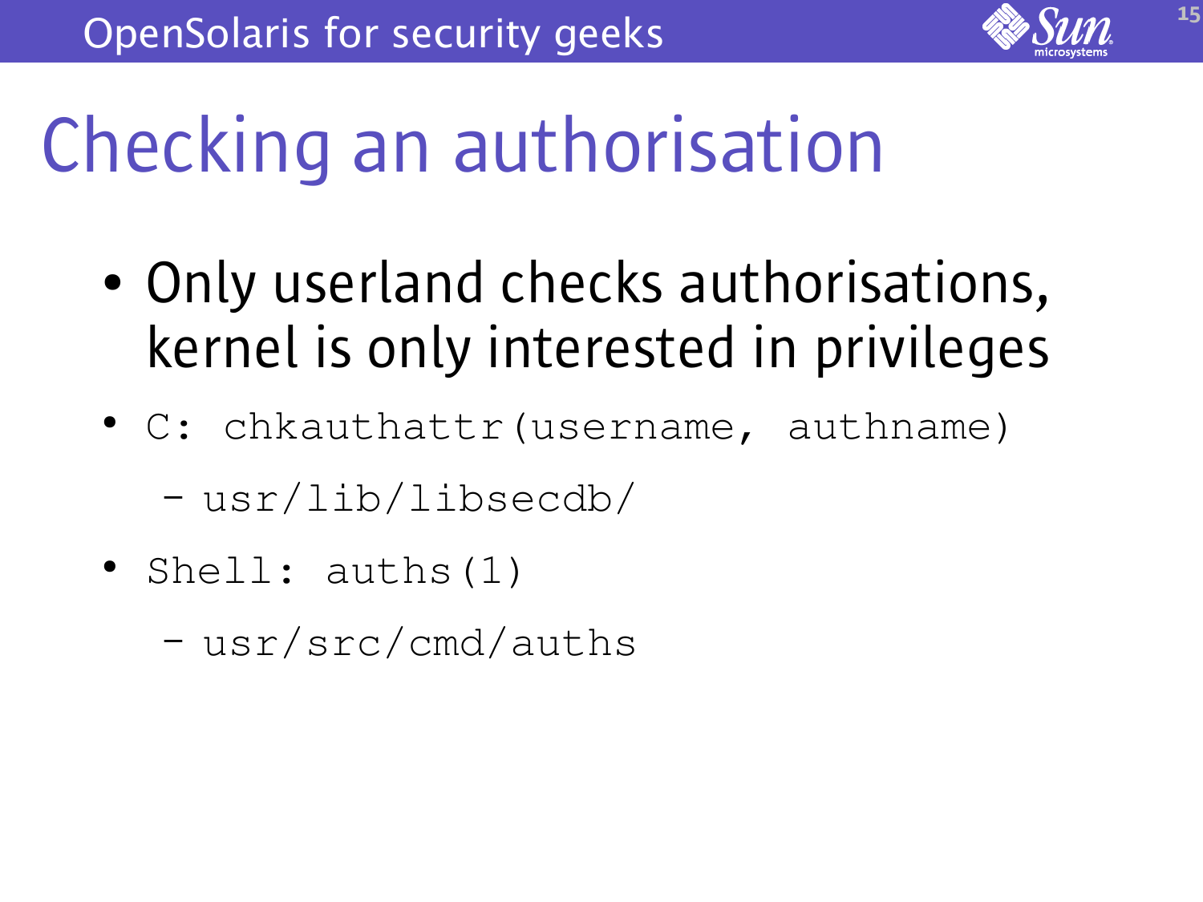# Checking an authorisation

- Only userland checks authorisations, kernel is only interested in privileges
- C: `chkauthattr(username, authname)`
  - `usr/lib/libsecdb/`
- Shell: `auths(1)`
  - `usr/src/cmd/auths`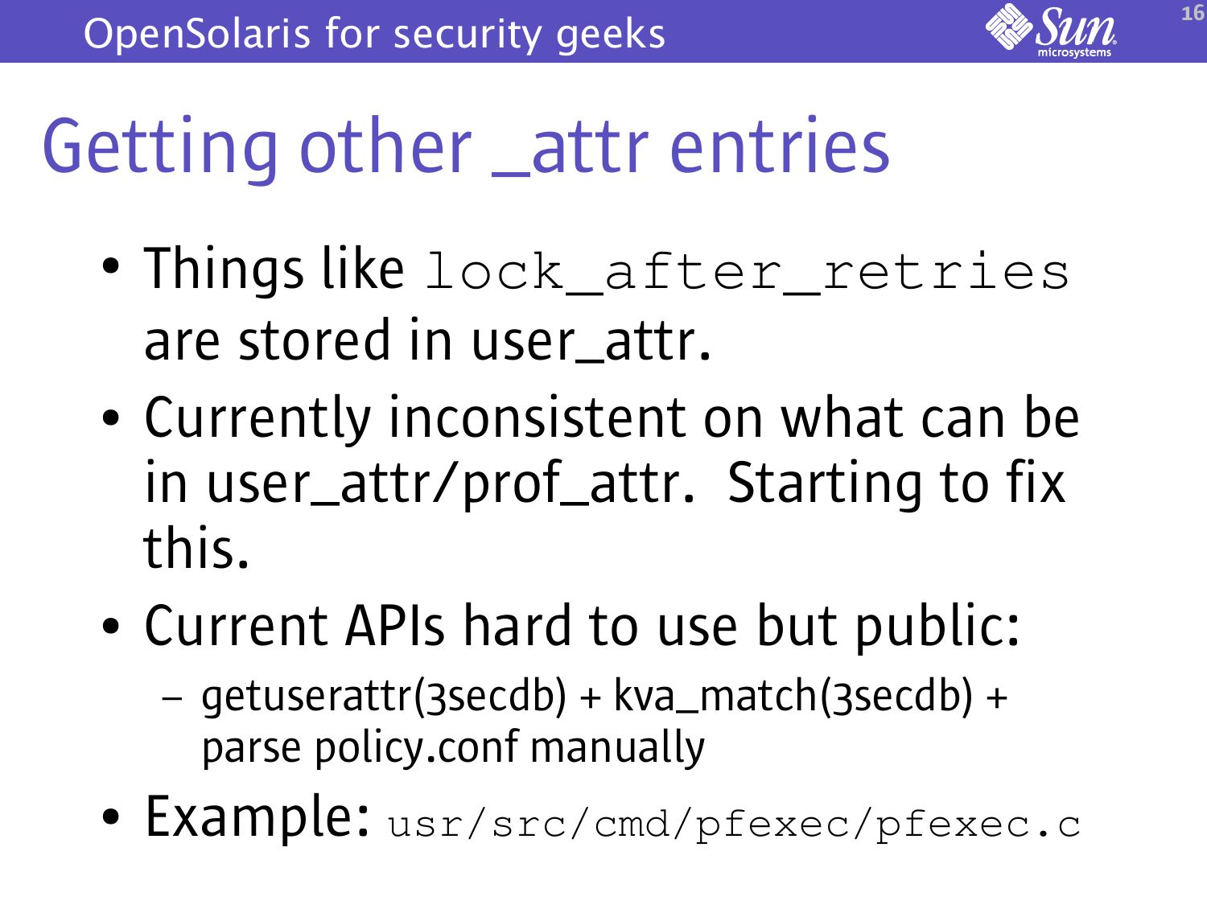# Getting other _attr entries

- Things like `lock_after_retries` are stored in user_attr.
- Currently inconsistent on what can be in user_attr/prof_attr. Starting to fix this.
- Current APIs hard to use but public:
  - getuserattr(3secdb) + kva_match(3secdb) + parse policy.conf manually
- Example: `usr/src/cmd/pfexec/pfexec.c`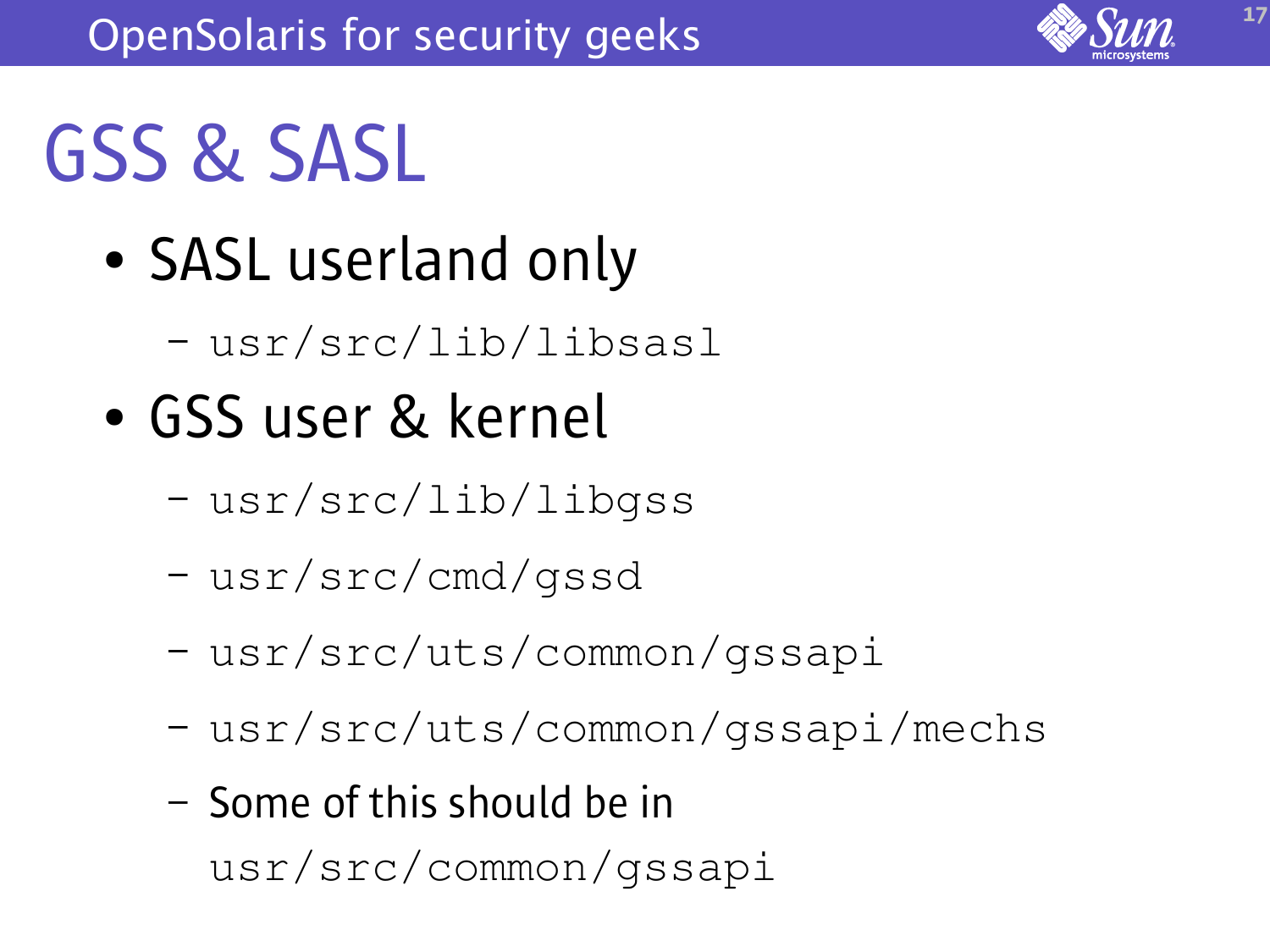# GSS & SASL

- SASL userland only
  - `usr/src/lib/libsasl`
- GSS user & kernel
  - `usr/src/lib/libgss`
  - `usr/src/cmd/gssd`
  - `usr/src/uts/common/gssapi`
  - `usr/src/uts/common/gssapi/mechs`
  - Some of this should be in `usr/src/common/gssapi`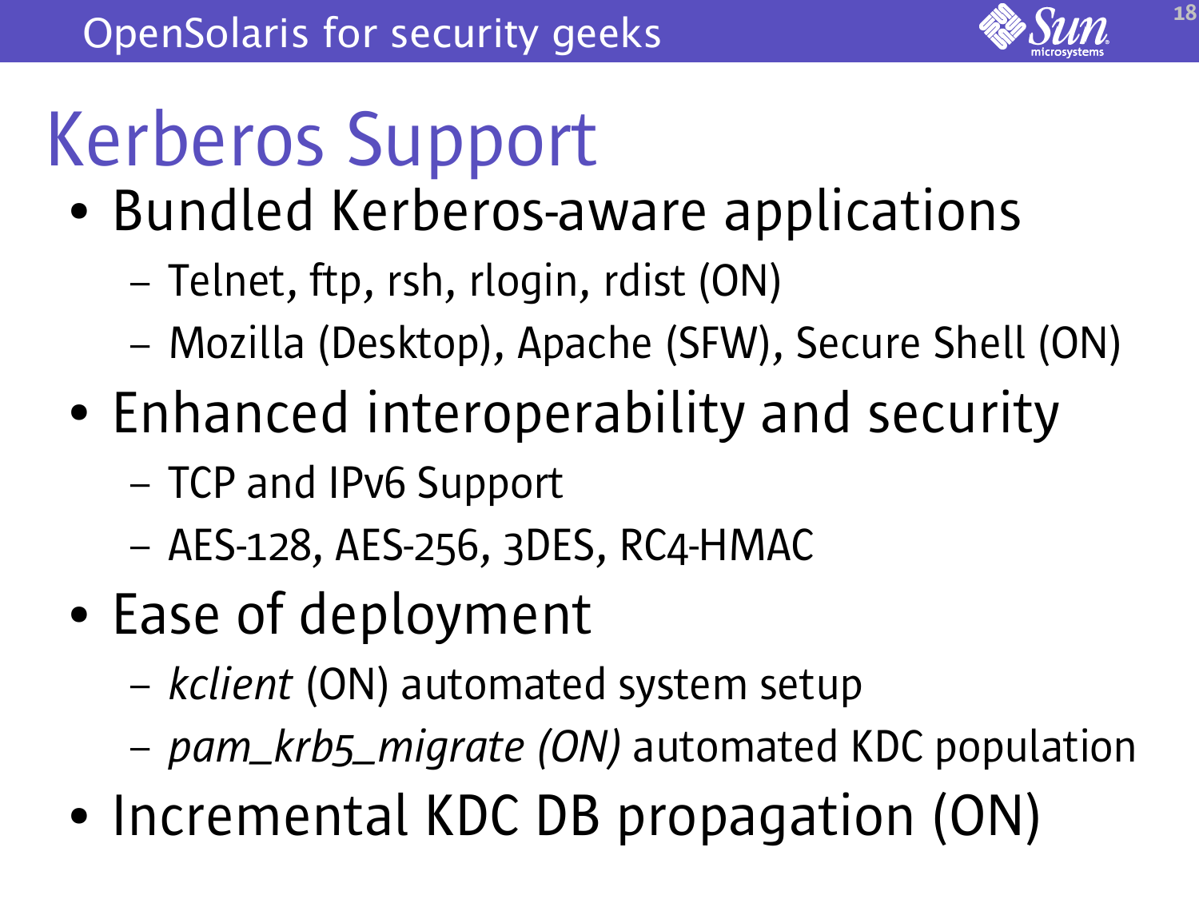# Kerberos Support

- Bundled Kerberos-aware applications
  - Telnet, ftp, rsh, rlogin, rdist (ON)
  - Mozilla (Desktop), Apache (SFW), Secure Shell (ON)
- Enhanced interoperability and security
  - TCP and IPv6 Support
  - AES-128, AES-256, 3DES, RC4-HMAC
- Ease of deployment
  - *kclient* (ON) automated system setup
  - *pam_krb5_migrate (ON)* automated KDC population
- Incremental KDC DB propagation (ON)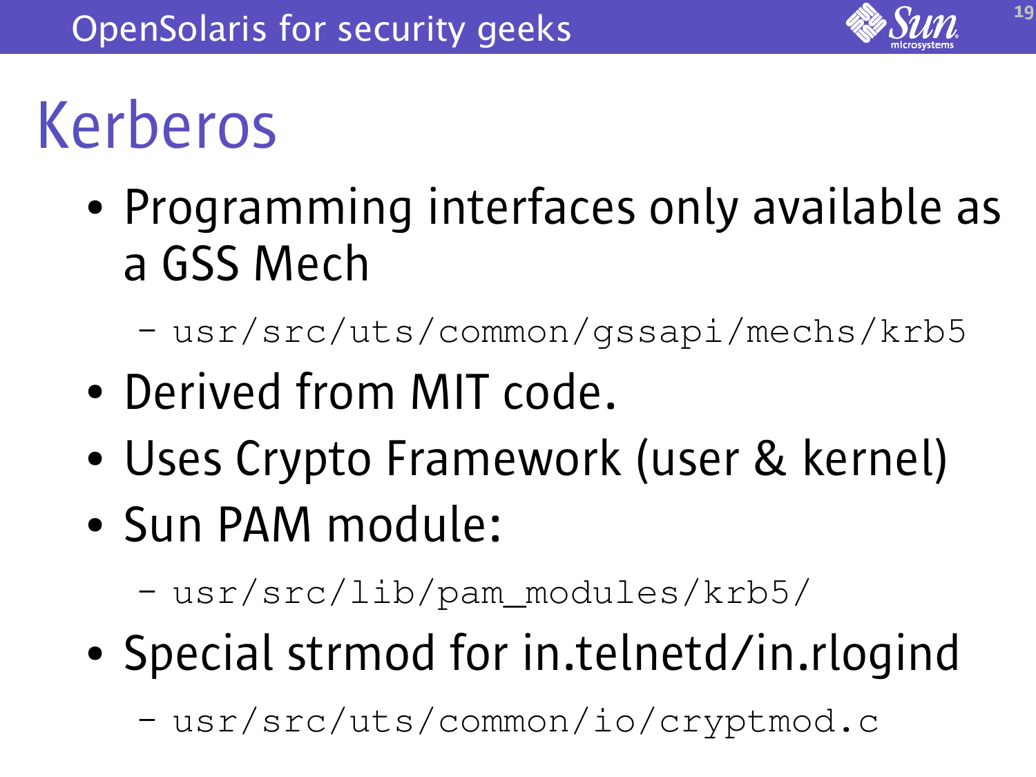# Kerberos

- Programming interfaces only available as a GSS Mech
  - `usr/src/uts/common/gssapi/mechs/krb5`
- Derived from MIT code.
- Uses Crypto Framework (user & kernel)
- Sun PAM module:
  - `usr/src/lib/pam_modules/krb5/`
- Special strmod for in.telnetd/in.rlogind
  - `usr/src/uts/common/io/cryptmod.c`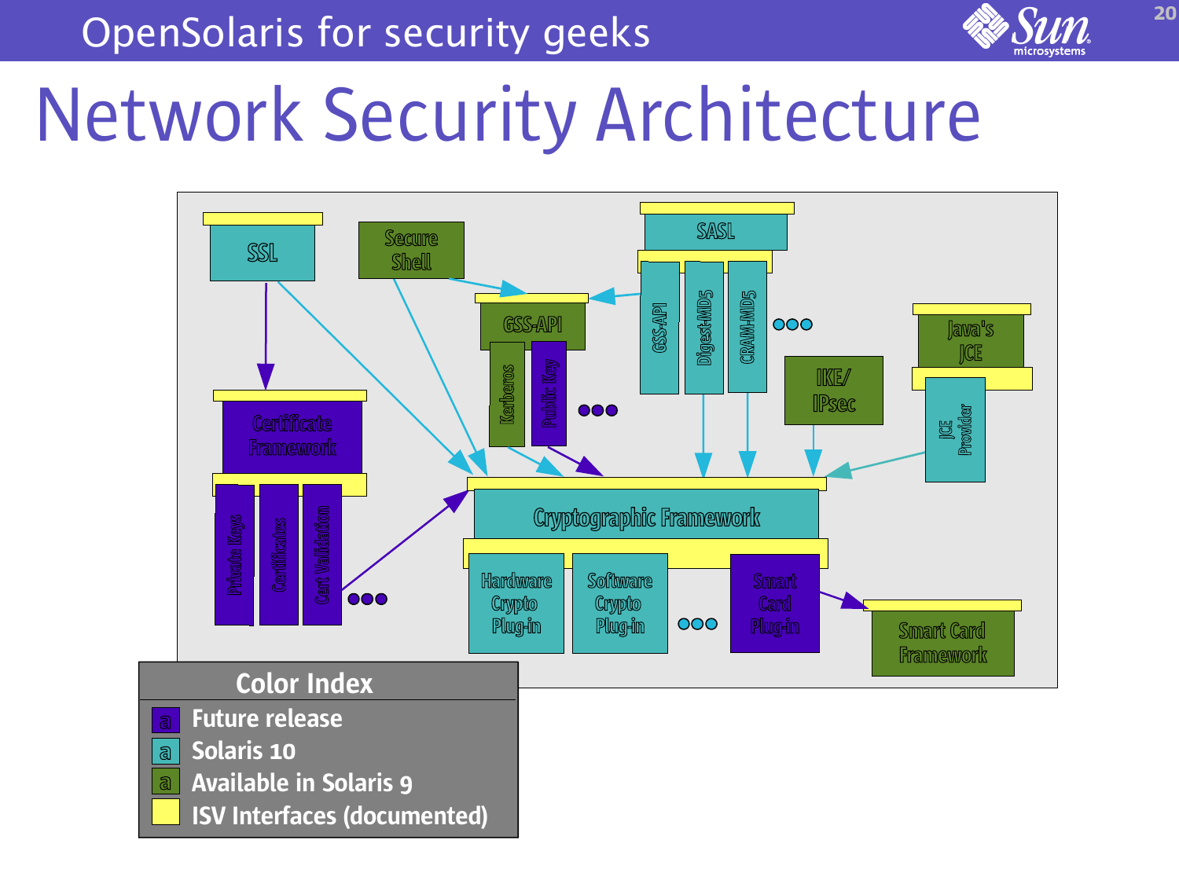# Network Security Architecture

SSL

Secure Shell

SASL

GSS-API

Digest-MD5

CRAM-MD5

GSS-API

Kerberos

Public Key

Java's JCE

JCE Provider

IKE/ IPsec

Certificate Framework

Private Keys

Certificates

Cert Validation

Cryptographic Framework

Hardware Crypto Plug-in

Software Crypto Plug-in

Smart Card Plug-in

Smart Card Framework

**Color Index**

- Future release
- Solaris 10
- Available in Solaris 9
- ISV Interfaces (documented)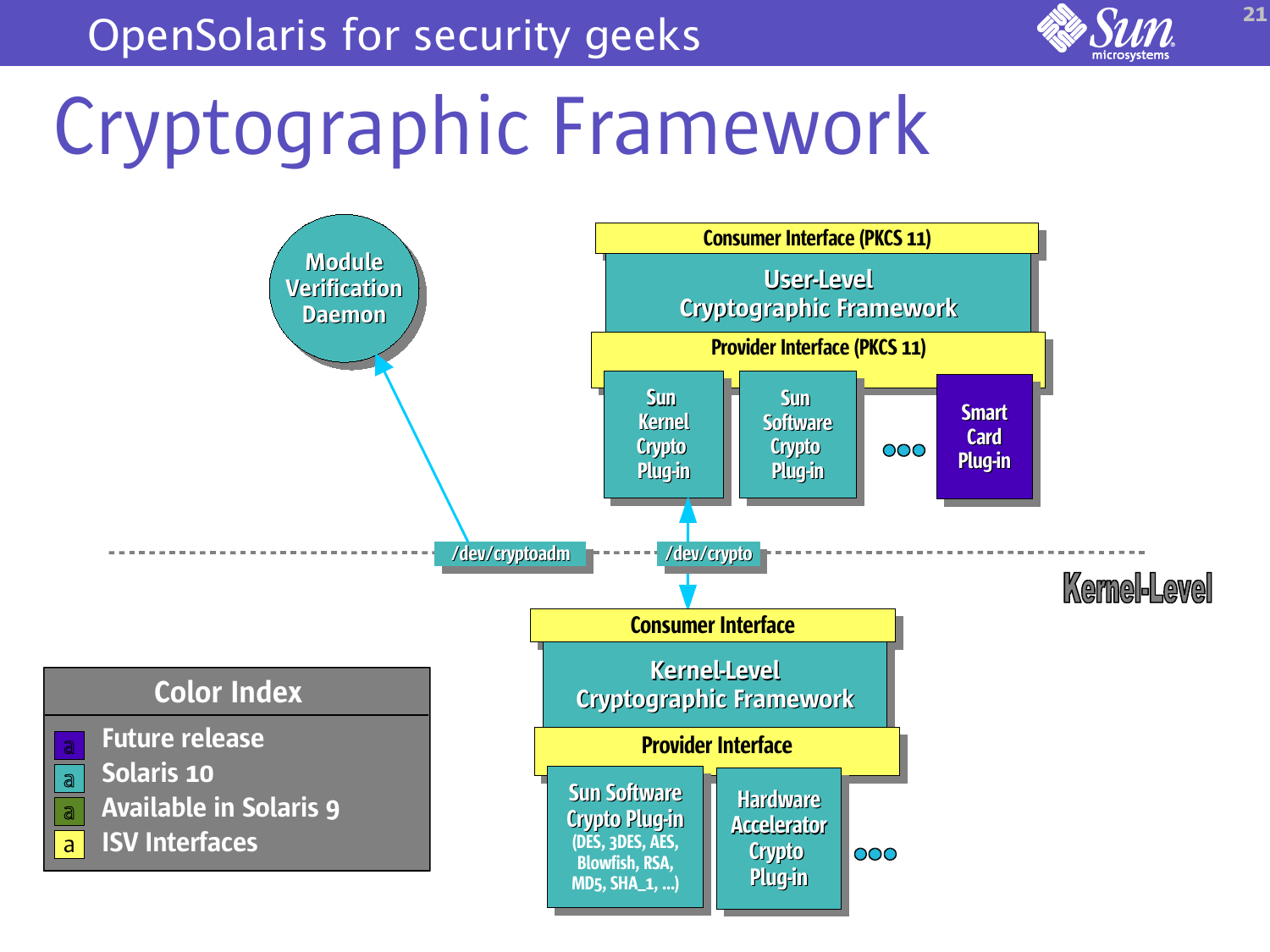# Cryptographic Framework

Module Verification Daemon

Consumer Interface (PKCS 11)

User-Level Cryptographic Framework

Provider Interface (PKCS 11)

Sun Kernel Crypto Plug-in

Sun Software Crypto Plug-in

Smart Card Plug-in

/dev/cryptoadm

/dev/crypto

Kernel-Level

Consumer Interface

Kernel-Level Cryptographic Framework

Provider Interface

Sun Software Crypto Plug-in (DES, 3DES, AES, Blowfish, RSA, MD5, SHA_1, ...)

Hardware Accelerator Crypto Plug-in

**Color Index**

- Future release
- Solaris 10
- Available in Solaris 9
- ISV Interfaces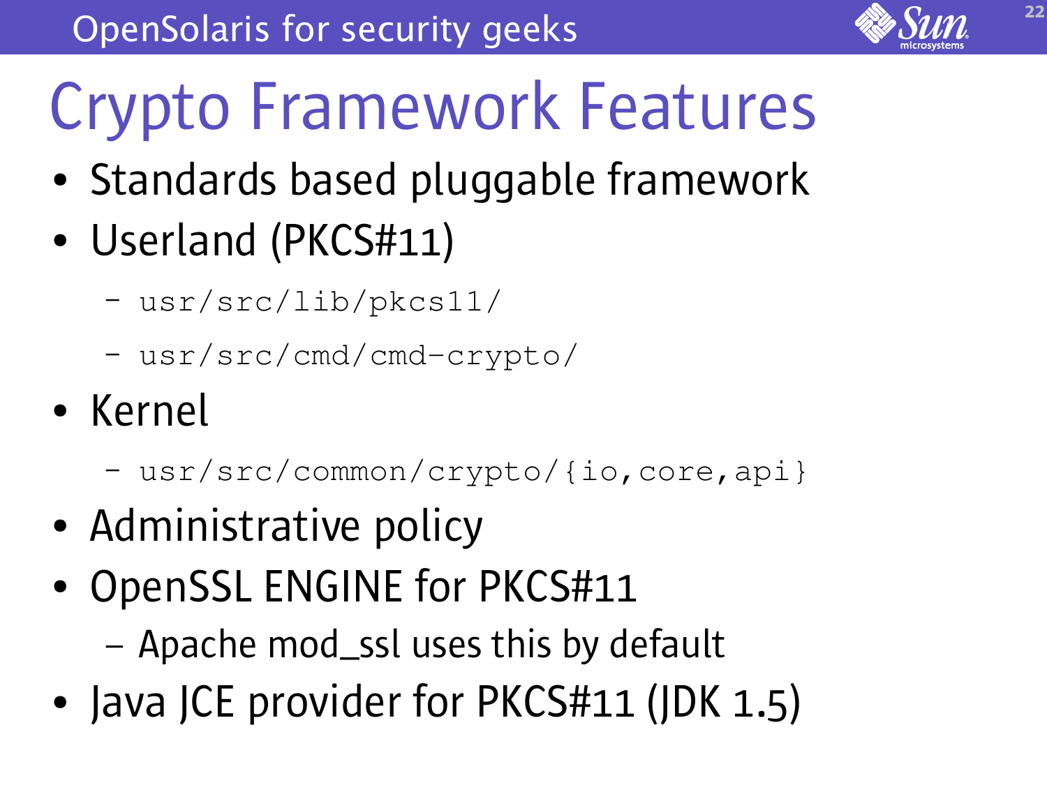# Crypto Framework Features

- Standards based pluggable framework
- Userland (PKCS#11)
  - `usr/src/lib/pkcs11/`
  - `usr/src/cmd/cmd-crypto/`
- Kernel
  - `usr/src/common/crypto/{io,core,api}`
- Administrative policy
- OpenSSL ENGINE for PKCS#11
  - Apache mod_ssl uses this by default
- Java JCE provider for PKCS#11 (JDK 1.5)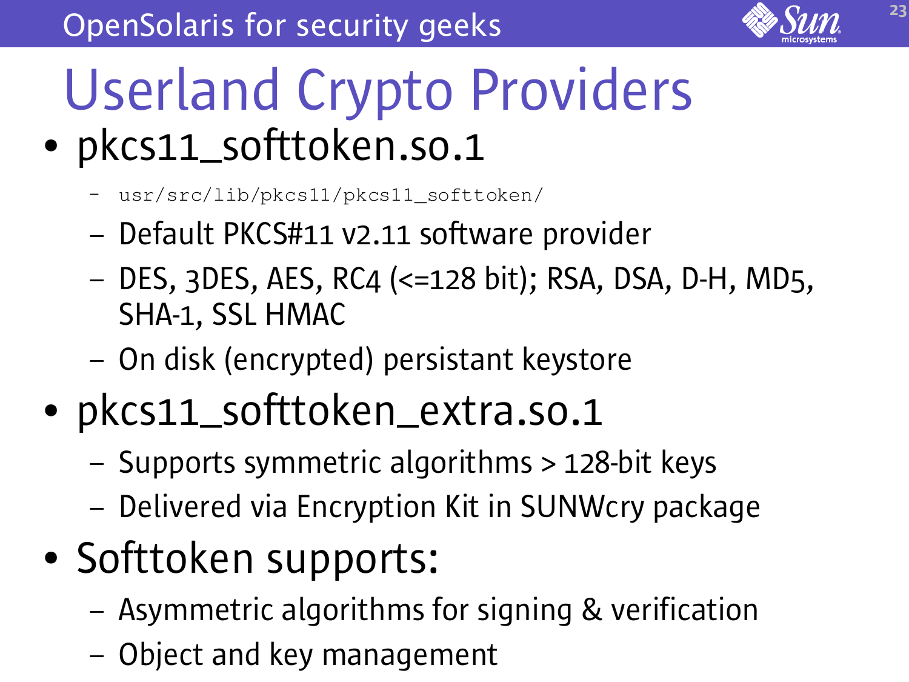# Userland Crypto Providers

- pkcs11_softtoken.so.1
  - `usr/src/lib/pkcs11/pkcs11_softtoken/`
  - Default PKCS#11 v2.11 software provider
  - DES, 3DES, AES, RC4 (<=128 bit); RSA, DSA, D-H, MD5, SHA-1, SSL HMAC
  - On disk (encrypted) persistant keystore
- pkcs11_softtoken_extra.so.1
  - Supports symmetric algorithms > 128-bit keys
  - Delivered via Encryption Kit in SUNWcry package
- Softtoken supports:
  - Asymmetric algorithms for signing & verification
  - Object and key management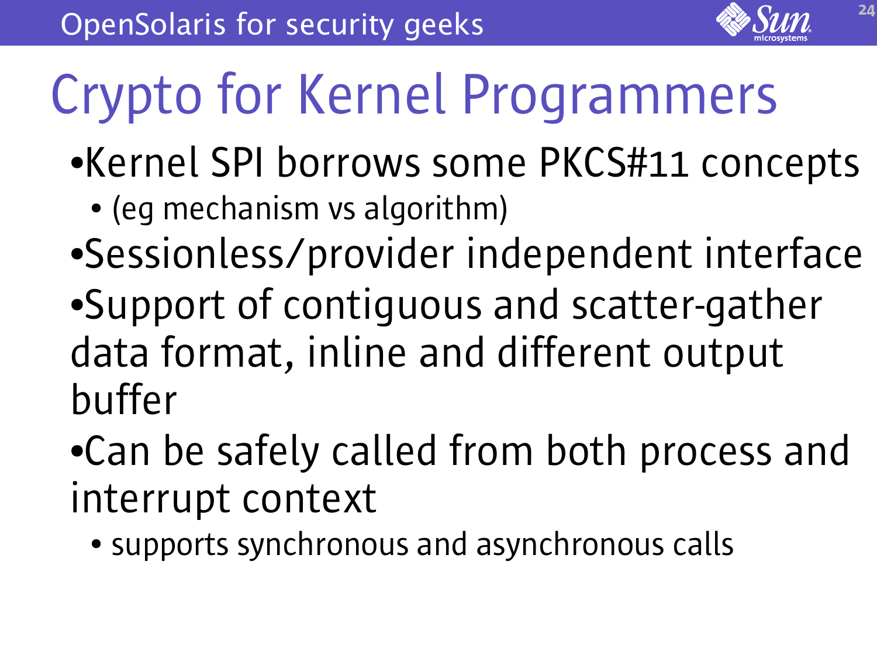# Crypto for Kernel Programmers

- Kernel SPI borrows some PKCS#11 concepts
  - (eg mechanism vs algorithm)
- Sessionless/provider independent interface
- Support of contiguous and scatter-gather data format, inline and different output buffer
- Can be safely called from both process and interrupt context
  - supports synchronous and asynchronous calls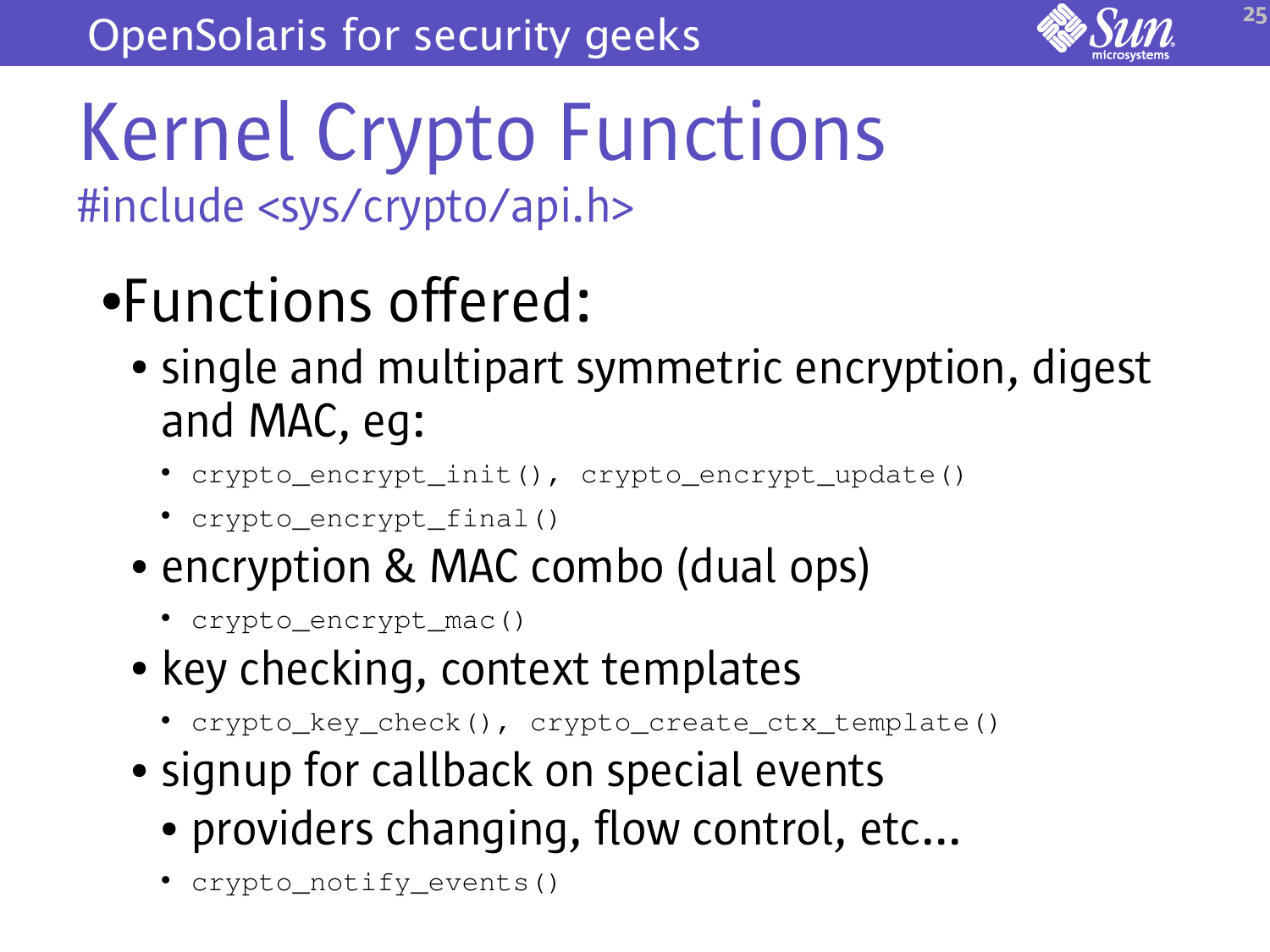# Kernel Crypto Functions

#include <sys/crypto/api.h>

- Functions offered:
  - single and multipart symmetric encryption, digest and MAC, eg:
    - `crypto_encrypt_init(), crypto_encrypt_update()`
    - `crypto_encrypt_final()`
  - encryption & MAC combo (dual ops)
    - `crypto_encrypt_mac()`
  - key checking, context templates
    - `crypto_key_check(), crypto_create_ctx_template()`
  - signup for callback on special events
    - providers changing, flow control, etc...
    - `crypto_notify_events()`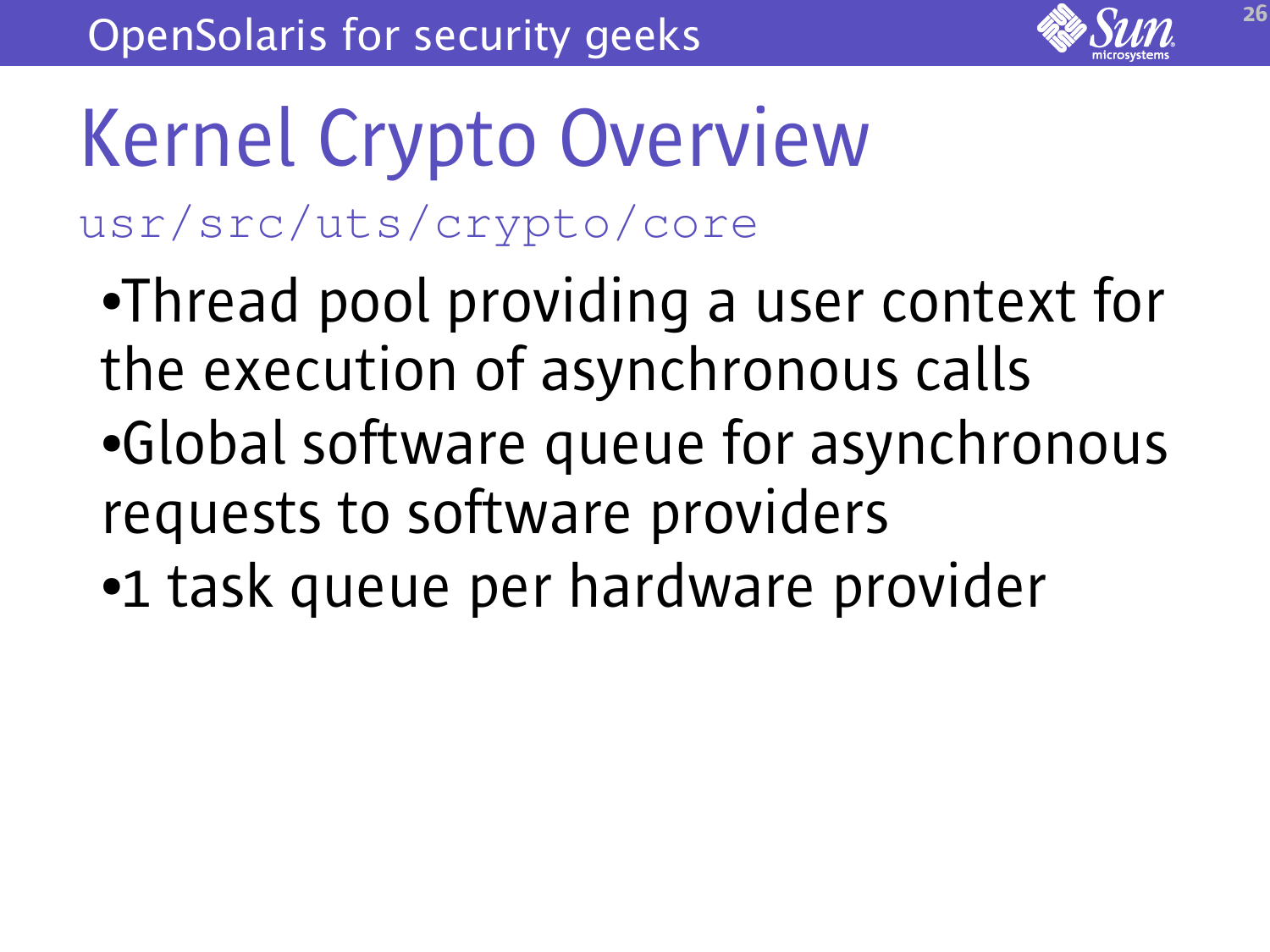# Kernel Crypto Overview

`usr/src/uts/crypto/core`

- Thread pool providing a user context for the execution of asynchronous calls
- Global software queue for asynchronous requests to software providers
- 1 task queue per hardware provider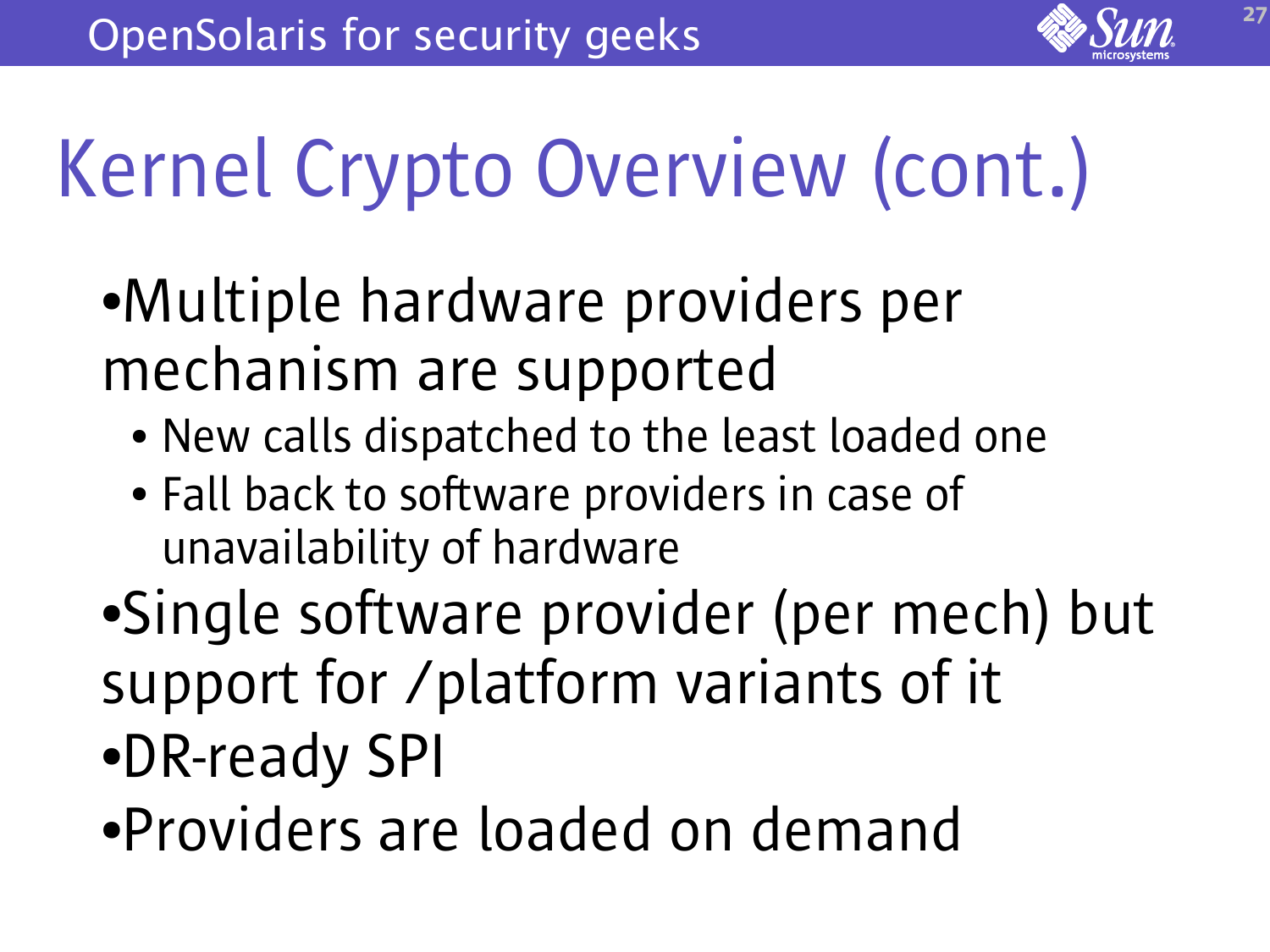# Kernel Crypto Overview (cont.)

- Multiple hardware providers per mechanism are supported
  - New calls dispatched to the least loaded one
  - Fall back to software providers in case of unavailability of hardware
- Single software provider (per mech) but support for /platform variants of it
- DR-ready SPI
- Providers are loaded on demand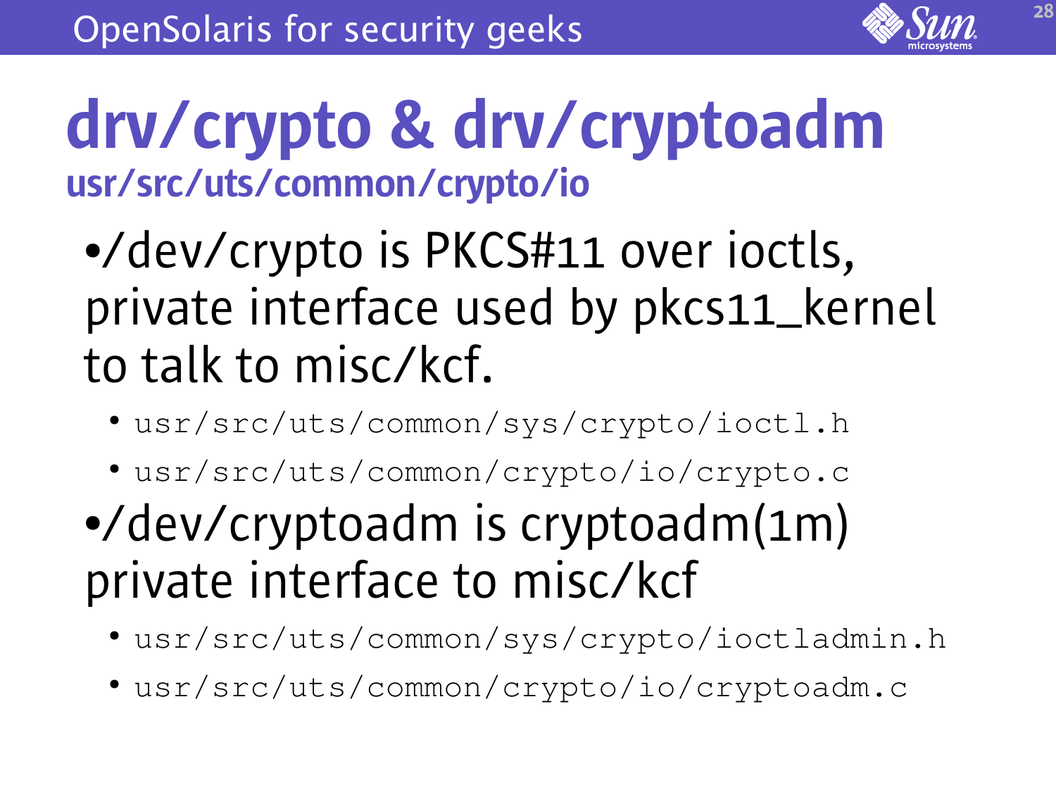# drv/crypto & drv/cryptoadm

## usr/src/uts/common/crypto/io

- /dev/crypto is PKCS#11 over ioctls, private interface used by pkcs11_kernel to talk to misc/kcf.
  - `usr/src/uts/common/sys/crypto/ioctl.h`
  - `usr/src/uts/common/crypto/io/crypto.c`
- /dev/cryptoadm is cryptoadm(1m) private interface to misc/kcf
  - `usr/src/uts/common/sys/crypto/ioctladmin.h`
  - `usr/src/uts/common/crypto/io/cryptoadm.c`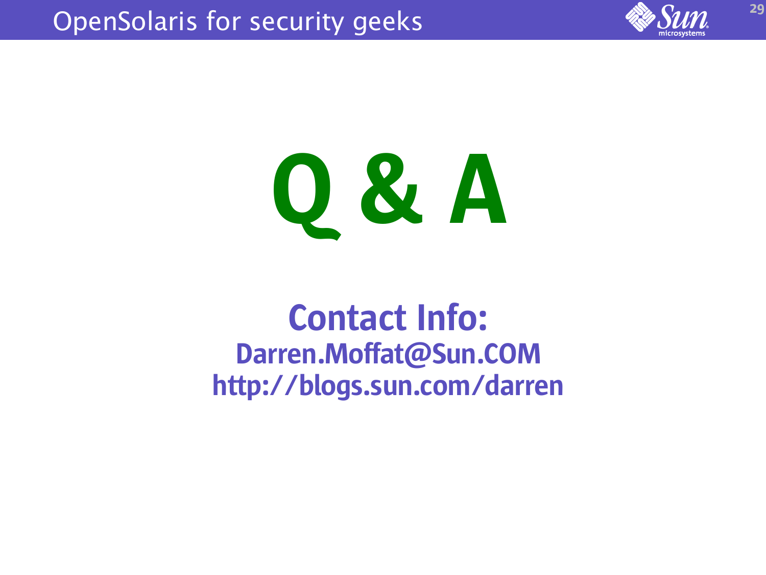# Q & A

**Contact Info:**

**Darren.Moffat@Sun.COM**

**http://blogs.sun.com/darren**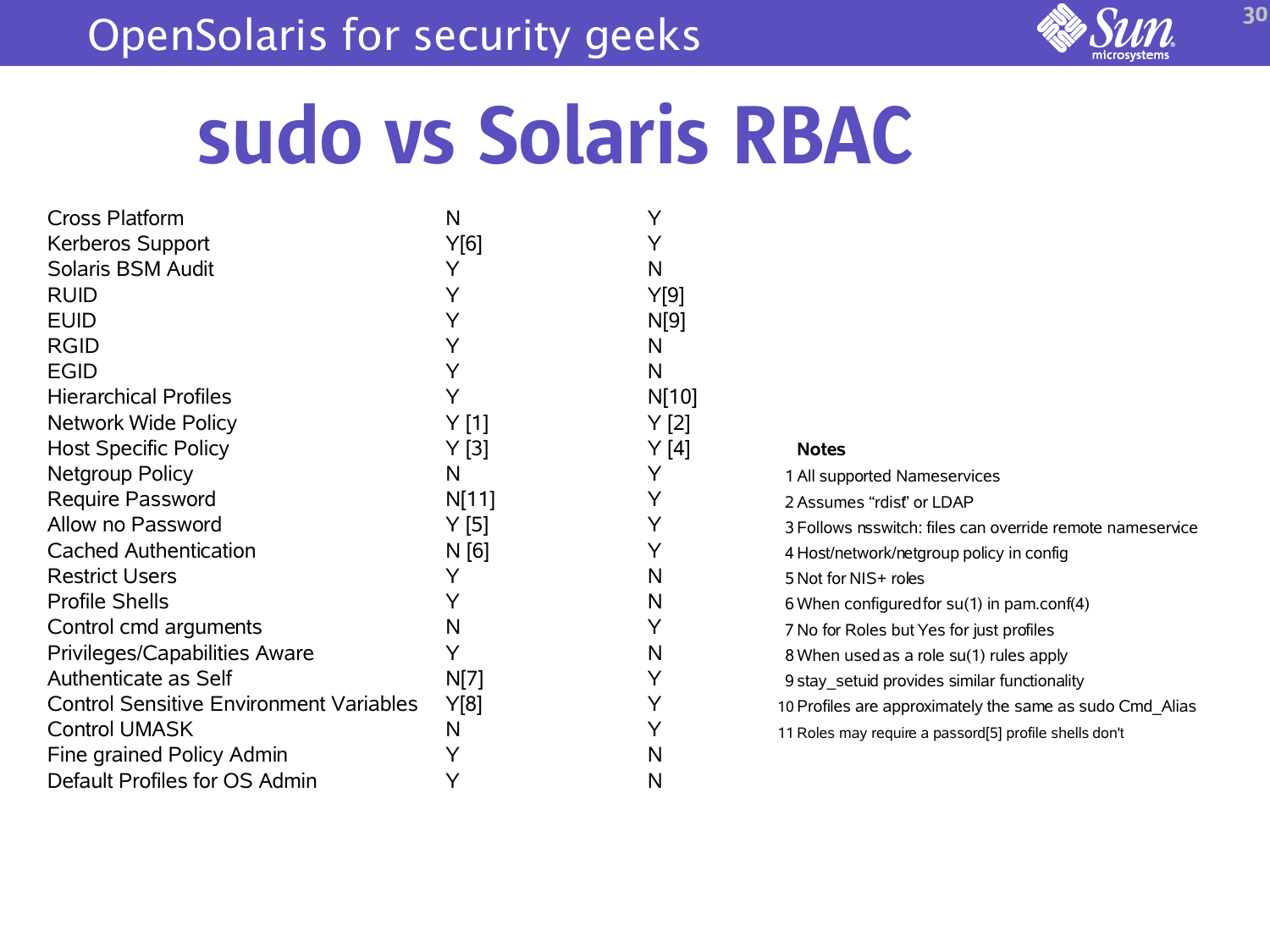# sudo vs Solaris RBAC

| | | |
|---|---|---|
| Cross Platform | N | Y |
| Kerberos Support | Y[6] | Y |
| Solaris BSM Audit | Y | N |
| RUID | Y | Y[9] |
| EUID | Y | N[9] |
| RGID | Y | N |
| EGID | Y | N |
| Hierarchical Profiles | Y | N[10] |
| Network Wide Policy | Y [1] | Y [2] |
| Host Specific Policy | Y [3] | Y [4] |
| Netgroup Policy | N | Y |
| Require Password | N[11] | Y |
| Allow no Password | Y [5] | Y |
| Cached Authentication | N [6] | Y |
| Restrict Users | Y | N |
| Profile Shells | Y | N |
| Control cmd arguments | N | Y |
| Privileges/Capabilities Aware | Y | N |
| Authenticate as Self | N[7] | Y |
| Control Sensitive Environment Variables | Y[8] | Y |
| Control UMASK | N | Y |
| Fine grained Policy Admin | Y | N |
| Default Profiles for OS Admin | Y | N |

**Notes**

1 All supported Nameservices
2 Assumes "rdist" or LDAP
3 Follows nsswitch: files can override remote nameservice
4 Host/network/netgroup policy in config
5 Not for NIS+ roles
6 When configured for su(1) in pam.conf(4)
7 No for Roles but Yes for just profiles
8 When used as a role su(1) rules apply
9 stay_setuid provides similar functionality
10 Profiles are approximately the same as sudo Cmd_Alias
11 Roles may require a passord[5] profile shells don't